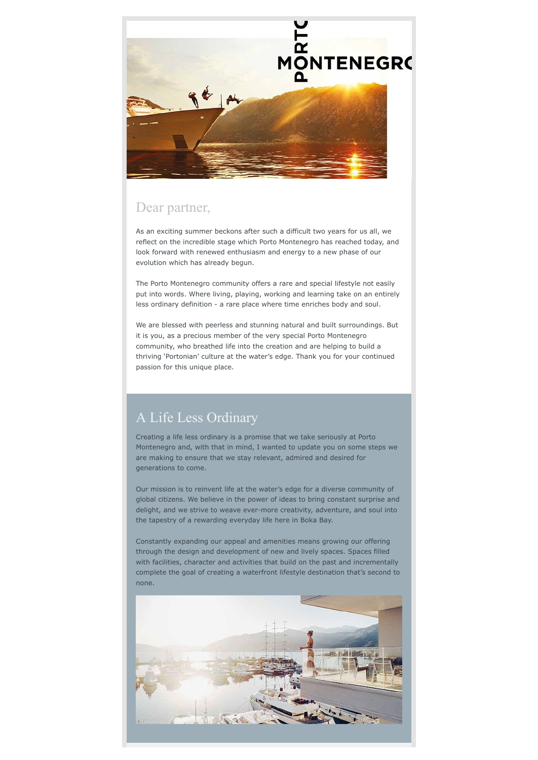PORTO MONTENEGRO

Dear partner,

As an exciting summer beckons after such a difficult two years for us all, we reflect on the incredible stage which Porto Montenegro has reached today, and look forward with renewed enthusiasm and energy to a new phase of our evolution which has already begun.

The Porto Montenegro community offers a rare and special lifestyle not easily put into words. Where living, playing, working and learning take on an entirely less ordinary definition - a rare place where time enriches body and soul.

We are blessed with peerless and stunning natural and built surroundings. But it is you, as a precious member of the very special Porto Montenegro community, who breathed life into the creation and are helping to build a thriving 'Portonian' culture at the water's edge. Thank you for your continued passion for this unique place.

## A Life Less Ordinary

Creating a life less ordinary is a promise that we take seriously at Porto Montenegro and, with that in mind, I wanted to update you on some steps we are making to ensure that we stay relevant, admired and desired for generations to come.

Our mission is to reinvent life at the water's edge for a diverse community of global citizens. We believe in the power of ideas to bring constant surprise and delight, and we strive to weave ever-more creativity, adventure, and soul into the tapestry of a rewarding everyday life here in Boka Bay.

Constantly expanding our appeal and amenities means growing our offering through the design and development of new and lively spaces. Spaces filled with facilities, character and activities that build on the past and incrementally complete the goal of creating a waterfront lifestyle destination that's second to none.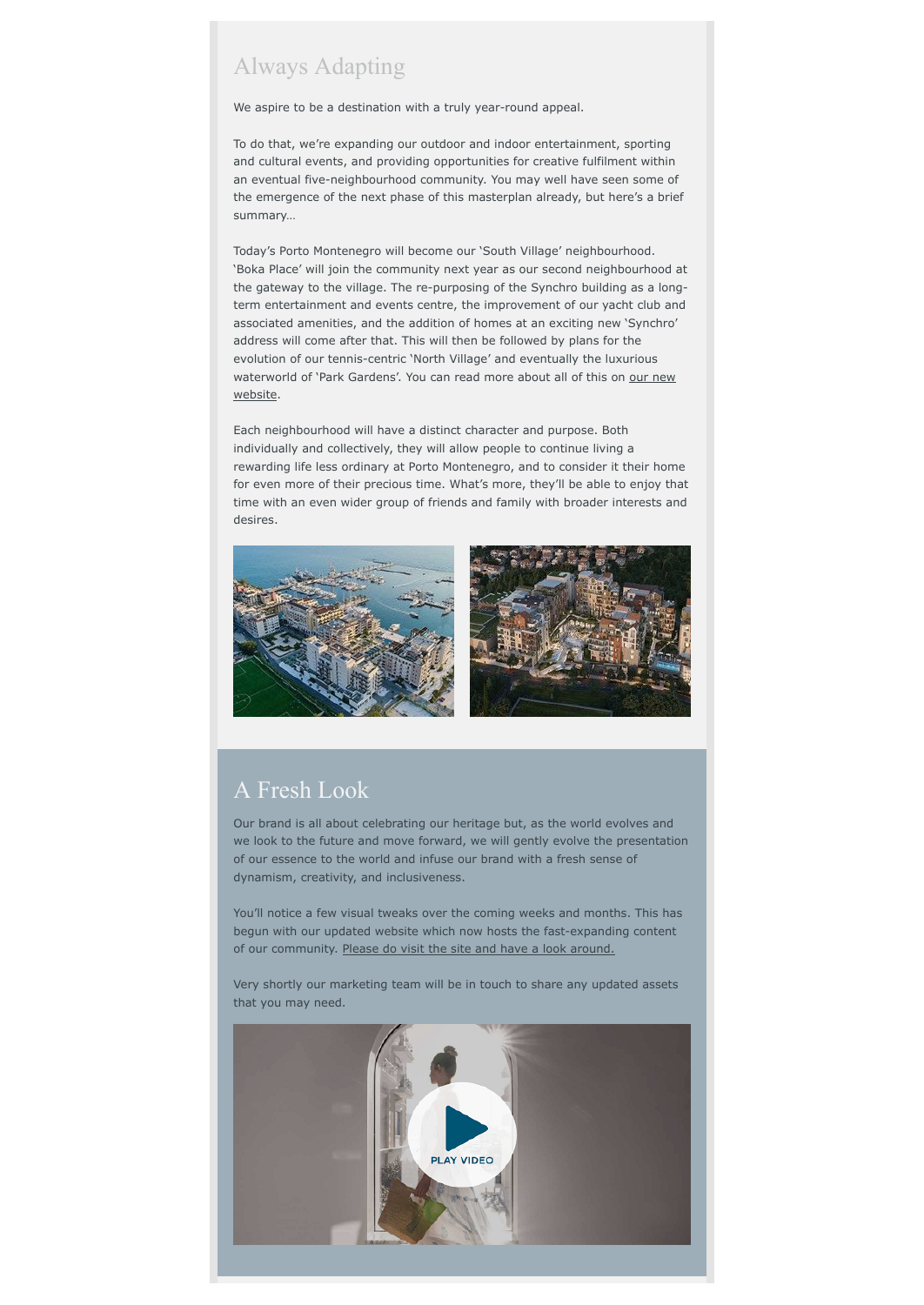## Always Adapting

We aspire to be a destination with a truly year-round appeal.

To do that, we're expanding our outdoor and indoor entertainment, sporting and cultural events, and providing opportunities for creative fulfilment within an eventual five-neighbourhood community. You may well have seen some of the emergence of the next phase of this masterplan already, but here's a brief summary…

Today's Porto Montenegro will become our 'South Village' neighbourhood. 'Boka Place' will join the community next year as our second neighbourhood at the gateway to the village. The re-purposing of the Synchro building as a long-term entertainment and events centre, the improvement of our yacht club and associated amenities, and the addition of homes at an exciting new 'Synchro' address will come after that. This will then be followed by plans for the evolution of our tennis-centric 'North Village' and eventually the luxurious waterworld of 'Park Gardens'. You can read more about all of this on our new website.

Each neighbourhood will have a distinct character and purpose. Both individually and collectively, they will allow people to continue living a rewarding life less ordinary at Porto Montenegro, and to consider it their home for even more of their precious time. What's more, they'll be able to enjoy that time with an even wider group of friends and family with broader interests and desires.

## A Fresh Look

Our brand is all about celebrating our heritage but, as the world evolves and we look to the future and move forward, we will gently evolve the presentation of our essence to the world and infuse our brand with a fresh sense of dynamism, creativity, and inclusiveness.

You'll notice a few visual tweaks over the coming weeks and months. This has begun with our updated website which now hosts the fast-expanding content of our community. Please do visit the site and have a look around.

Very shortly our marketing team will be in touch to share any updated assets that you may need.

PLAY VIDEO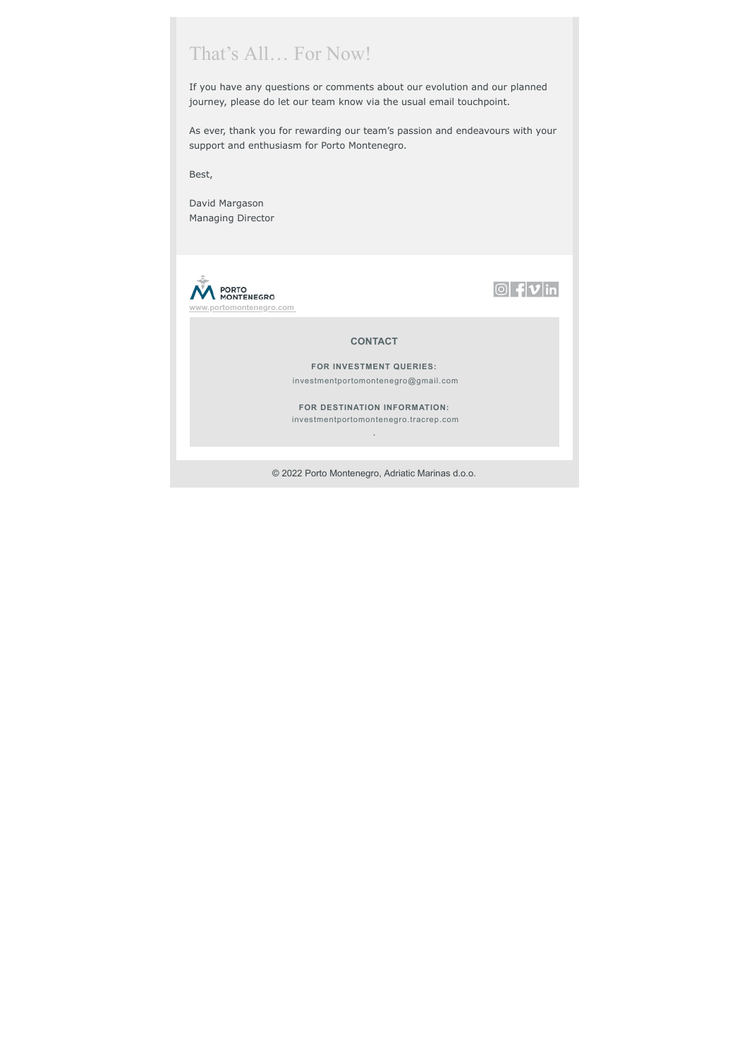## That's All… For Now!

If you have any questions or comments about our evolution and our planned journey, please do let our team know via the usual email touchpoint.

As ever, thank you for rewarding our team's passion and endeavours with your support and enthusiasm for Porto Montenegro.

Best,

David Margason
Managing Director

PORTO MONTENEGRO
www.portomontenegro.com

**CONTACT**

**FOR INVESTMENT QUERIES:**
investmentportomontenegro@gmail.com

**FOR DESTINATION INFORMATION:**
investmentportomontenegro.tracrep.com

.

© 2022 Porto Montenegro, Adriatic Marinas d.o.o.